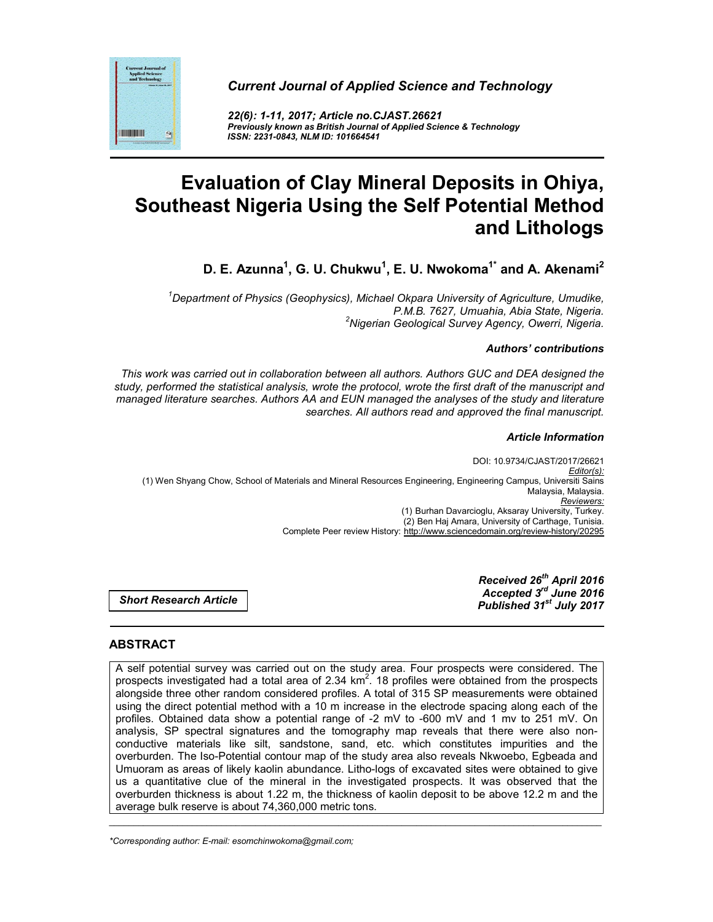*Current Journal of Applied Science and Technology*

*22(6): 1-11, 2017; Article no.CJAST.26621*
***Previously known as British Journal of Applied Science & Technology***
***ISSN: 2231-0843, NLM ID: 101664541***

# Evaluation of Clay Mineral Deposits in Ohiya, Southeast Nigeria Using the Self Potential Method and Lithologs

**D. E. Azunna[1], G. U. Chukwu[1], E. U. Nwokoma[1*] and A. Akenami[2]**

*[1]Department of Physics (Geophysics), Michael Okpara University of Agriculture, Umudike, P.M.B. 7627, Umuahia, Abia State, Nigeria.*
*[2]Nigerian Geological Survey Agency, Owerri, Nigeria.*

***Authors' contributions***

*This work was carried out in collaboration between all authors. Authors GUC and DEA designed the study, performed the statistical analysis, wrote the protocol, wrote the first draft of the manuscript and managed literature searches. Authors AA and EUN managed the analyses of the study and literature searches. All authors read and approved the final manuscript.*

***Article Information***

DOI: 10.9734/CJAST/2017/26621
*Editor(s):*
(1) Wen Shyang Chow, School of Materials and Mineral Resources Engineering, Engineering Campus, Universiti Sains Malaysia, Malaysia.
*Reviewers:*
(1) Burhan Davarcioglu, Aksaray University, Turkey.
(2) Ben Haj Amara, University of Carthage, Tunisia.
Complete Peer review History: http://www.sciencedomain.org/review-history/20295

***Short Research Article***

***Received 26th April 2016***
***Accepted 3rd June 2016***
***Published 31st July 2017***

## ABSTRACT

A self potential survey was carried out on the study area. Four prospects were considered. The prospects investigated had a total area of 2.34 km$^2$. 18 profiles were obtained from the prospects alongside three other random considered profiles. A total of 315 SP measurements were obtained using the direct potential method with a 10 m increase in the electrode spacing along each of the profiles. Obtained data show a potential range of -2 mV to -600 mV and 1 mv to 251 mV. On analysis, SP spectral signatures and the tomography map reveals that there were also non-conductive materials like silt, sandstone, sand, etc. which constitutes impurities and the overburden. The Iso-Potential contour map of the study area also reveals Nkwoebo, Egbeada and Umuoram as areas of likely kaolin abundance. Litho-logs of excavated sites were obtained to give us a quantitative clue of the mineral in the investigated prospects. It was observed that the overburden thickness is about 1.22 m, the thickness of kaolin deposit to be above 12.2 m and the average bulk reserve is about 74,360,000 metric tons.

*\*Corresponding author: E-mail: esomchinwokoma@gmail.com;*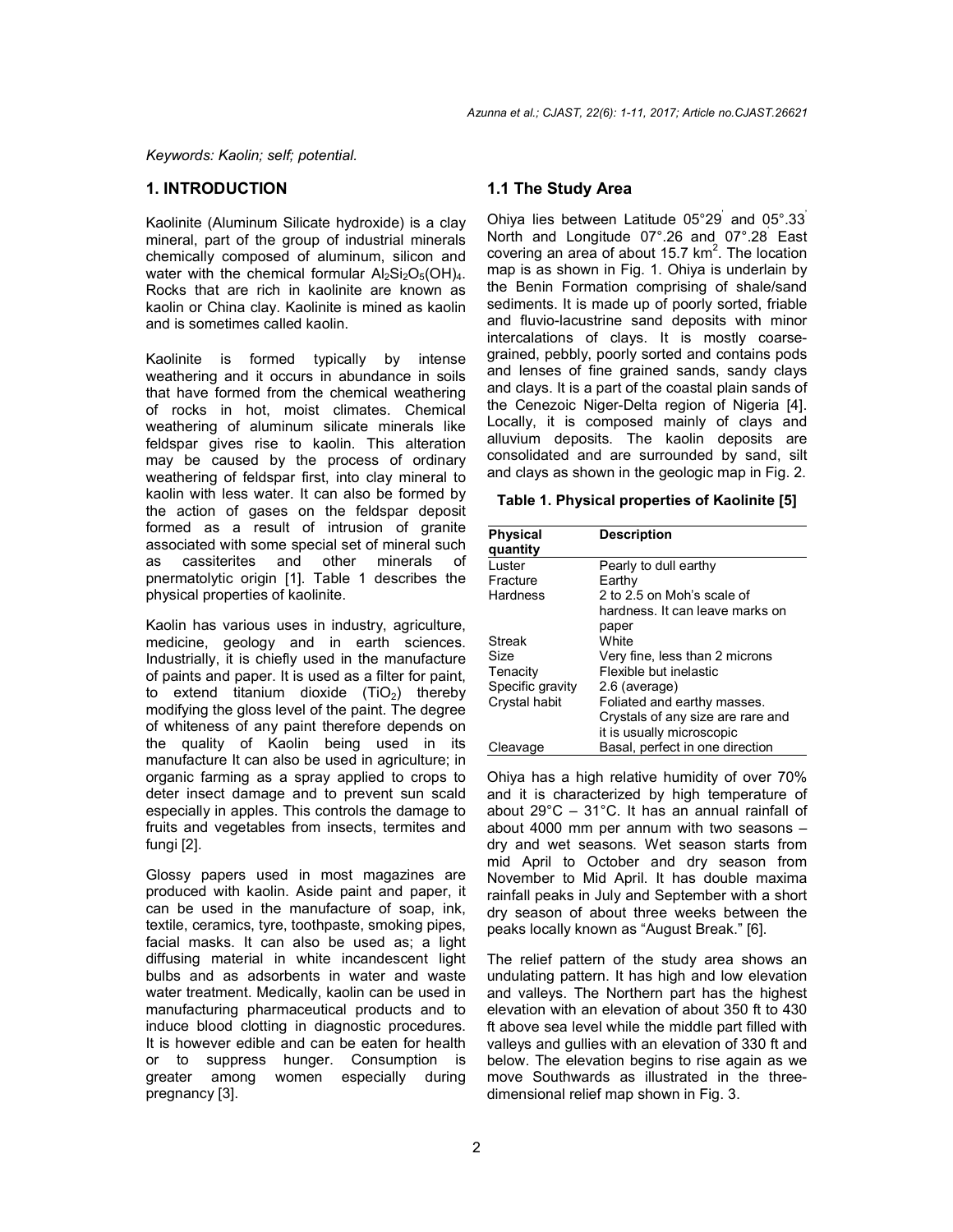*Keywords: Kaolin; self; potential.*

## 1. INTRODUCTION

Kaolinite (Aluminum Silicate hydroxide) is a clay mineral, part of the group of industrial minerals chemically composed of aluminum, silicon and water with the chemical formular $Al_2Si_2O_5(OH)_4$. Rocks that are rich in kaolinite are known as kaolin or China clay. Kaolinite is mined as kaolin and is sometimes called kaolin.

Kaolinite is formed typically by intense weathering and it occurs in abundance in soils that have formed from the chemical weathering of rocks in hot, moist climates. Chemical weathering of aluminum silicate minerals like feldspar gives rise to kaolin. This alteration may be caused by the process of ordinary weathering of feldspar first, into clay mineral to kaolin with less water. It can also be formed by the action of gases on the feldspar deposit formed as a result of intrusion of granite associated with some special set of mineral such as cassiterites and other minerals of pnermatolytic origin [1]. Table 1 describes the physical properties of kaolinite.

Kaolin has various uses in industry, agriculture, medicine, geology and in earth sciences. Industrially, it is chiefly used in the manufacture of paints and paper. It is used as a filter for paint, to extend titanium dioxide ($TiO_2$) thereby modifying the gloss level of the paint. The degree of whiteness of any paint therefore depends on the quality of Kaolin being used in its manufacture It can also be used in agriculture; in organic farming as a spray applied to crops to deter insect damage and to prevent sun scald especially in apples. This controls the damage to fruits and vegetables from insects, termites and fungi [2].

Glossy papers used in most magazines are produced with kaolin. Aside paint and paper, it can be used in the manufacture of soap, ink, textile, ceramics, tyre, toothpaste, smoking pipes, facial masks. It can also be used as; a light diffusing material in white incandescent light bulbs and as adsorbents in water and waste water treatment. Medically, kaolin can be used in manufacturing pharmaceutical products and to induce blood clotting in diagnostic procedures. It is however edible and can be eaten for health or to suppress hunger. Consumption is greater among women especially during pregnancy [3].

### 1.1 The Study Area

Ohiya lies between Latitude 05°29' and 05°.33' North and Longitude 07°.26 and 07°.28' East covering an area of about 15.7 km$^2$. The location map is as shown in Fig. 1. Ohiya is underlain by the Benin Formation comprising of shale/sand sediments. It is made up of poorly sorted, friable and fluvio-lacustrine sand deposits with minor intercalations of clays. It is mostly coarse-grained, pebbly, poorly sorted and contains pods and lenses of fine grained sands, sandy clays and clays. It is a part of the coastal plain sands of the Cenezoic Niger-Delta region of Nigeria [4]. Locally, it is composed mainly of clays and alluvium deposits. The kaolin deposits are consolidated and are surrounded by sand, silt and clays as shown in the geologic map in Fig. 2.

**Table 1. Physical properties of Kaolinite [5]**

| Physical quantity | Description |
|---|---|
| Luster | Pearly to dull earthy |
| Fracture | Earthy |
| Hardness | 2 to 2.5 on Moh's scale of hardness. It can leave marks on paper |
| Streak | White |
| Size | Very fine, less than 2 microns |
| Tenacity | Flexible but inelastic |
| Specific gravity | 2.6 (average) |
| Crystal habit | Foliated and earthy masses. Crystals of any size are rare and it is usually microscopic |
| Cleavage | Basal, perfect in one direction |

Ohiya has a high relative humidity of over 70% and it is characterized by high temperature of about 29°C – 31°C. It has an annual rainfall of about 4000 mm per annum with two seasons – dry and wet seasons. Wet season starts from mid April to October and dry season from November to Mid April. It has double maxima rainfall peaks in July and September with a short dry season of about three weeks between the peaks locally known as "August Break." [6].

The relief pattern of the study area shows an undulating pattern. It has high and low elevation and valleys. The Northern part has the highest elevation with an elevation of about 350 ft to 430 ft above sea level while the middle part filled with valleys and gullies with an elevation of 330 ft and below. The elevation begins to rise again as we move Southwards as illustrated in the three-dimensional relief map shown in Fig. 3.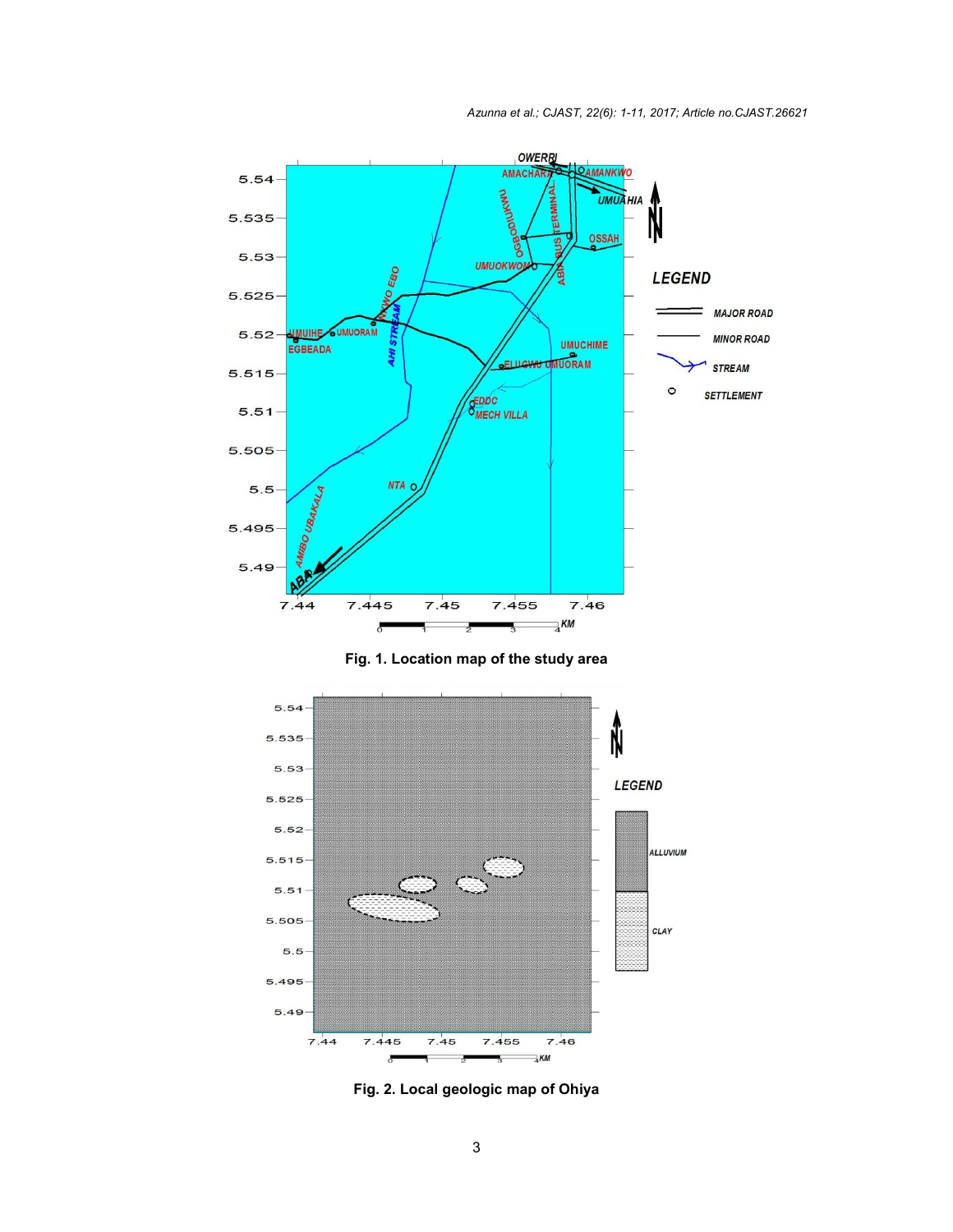Fig. 1. Location map of the study area

Fig. 2. Local geologic map of Ohiya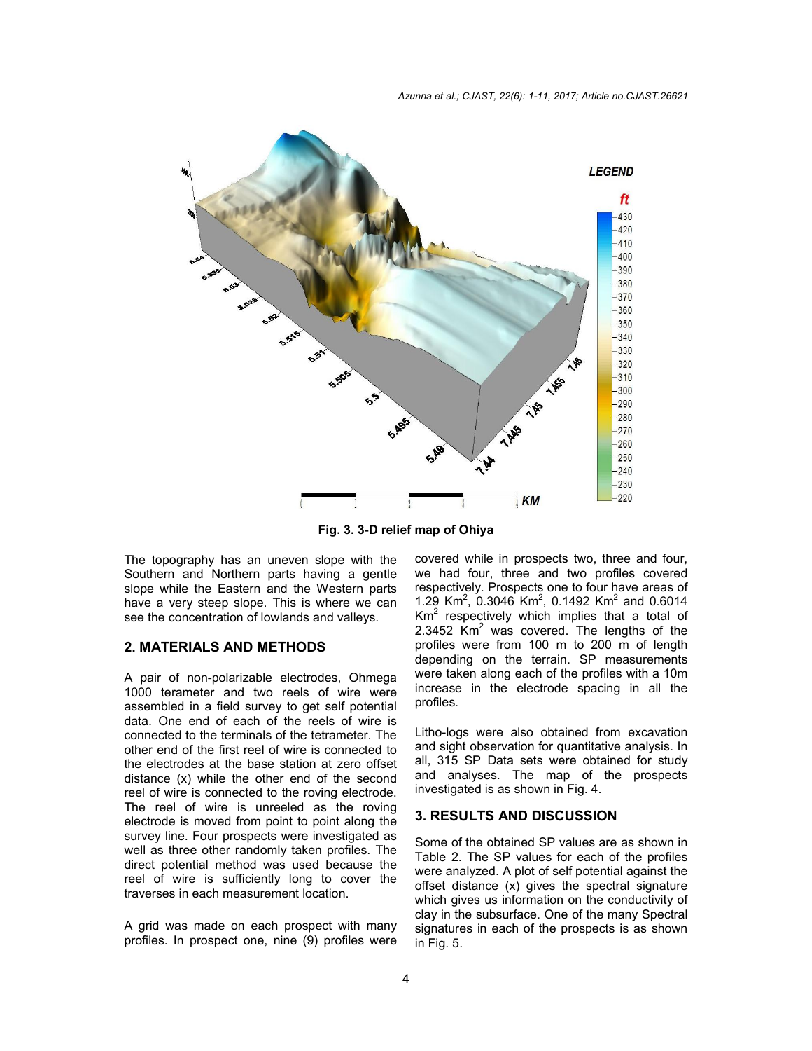Fig. 3. 3-D relief map of Ohiya

The topography has an uneven slope with the Southern and Northern parts having a gentle slope while the Eastern and the Western parts have a very steep slope. This is where we can see the concentration of lowlands and valleys.

## 2. MATERIALS AND METHODS

A pair of non-polarizable electrodes, Ohmega 1000 terameter and two reels of wire were assembled in a field survey to get self potential data. One end of each of the reels of wire is connected to the terminals of the tetrameter. The other end of the first reel of wire is connected to the electrodes at the base station at zero offset distance (x) while the other end of the second reel of wire is connected to the roving electrode. The reel of wire is unreeled as the roving electrode is moved from point to point along the survey line. Four prospects were investigated as well as three other randomly taken profiles. The direct potential method was used because the reel of wire is sufficiently long to cover the traverses in each measurement location.

A grid was made on each prospect with many profiles. In prospect one, nine (9) profiles were covered while in prospects two, three and four, we had four, three and two profiles covered respectively. Prospects one to four have areas of 1.29 $Km^2$, 0.3046 $Km^2$, 0.1492 $Km^2$ and 0.6014 $Km^2$ respectively which implies that a total of 2.3452 $Km^2$ was covered. The lengths of the profiles were from 100 m to 200 m of length depending on the terrain. SP measurements were taken along each of the profiles with a 10m increase in the electrode spacing in all the profiles.

Litho-logs were also obtained from excavation and sight observation for quantitative analysis. In all, 315 SP Data sets were obtained for study and analyses. The map of the prospects investigated is as shown in Fig. 4.

## 3. RESULTS AND DISCUSSION

Some of the obtained SP values are as shown in Table 2. The SP values for each of the profiles were analyzed. A plot of self potential against the offset distance (x) gives the spectral signature which gives us information on the conductivity of clay in the subsurface. One of the many Spectral signatures in each of the prospects is as shown in Fig. 5.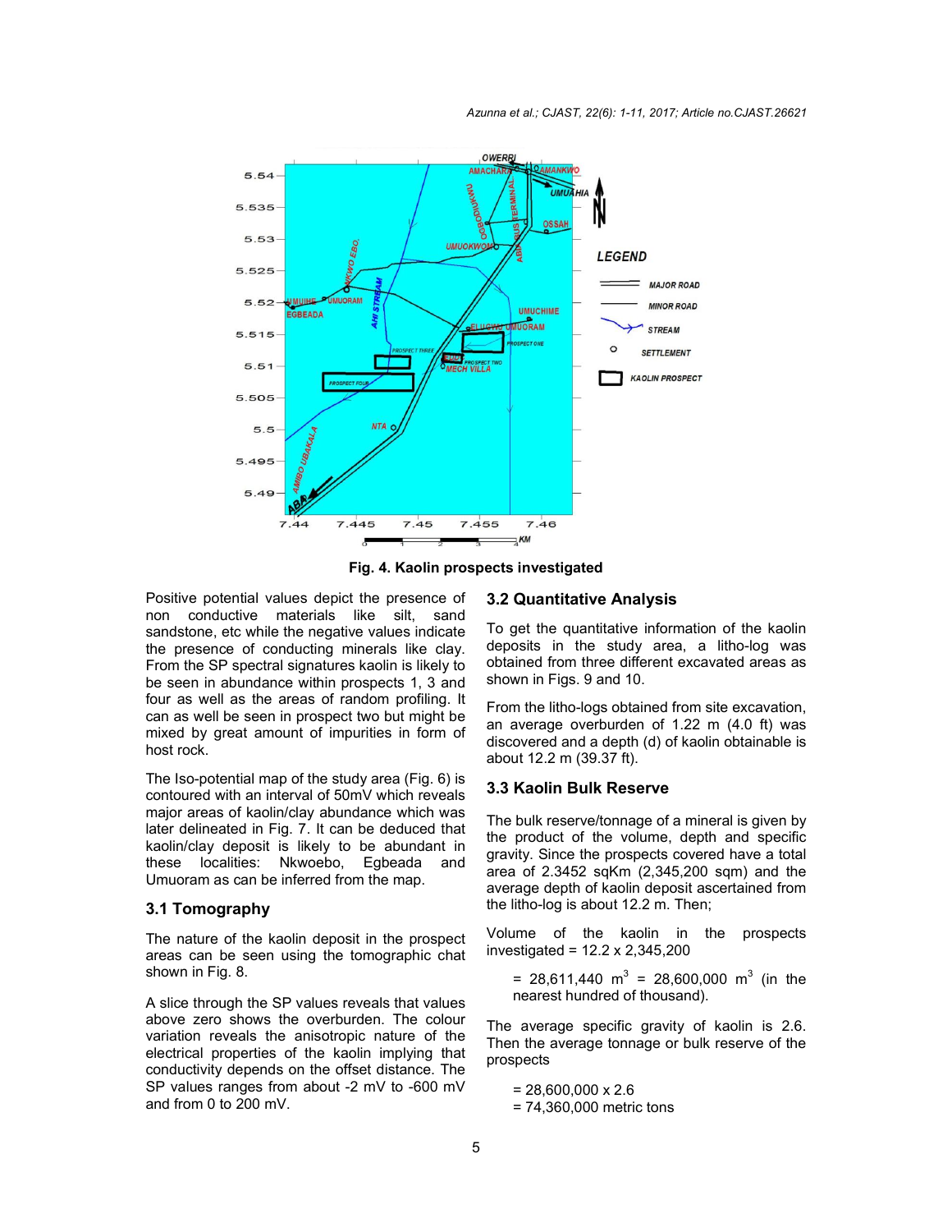Fig. 4. Kaolin prospects investigated

Positive potential values depict the presence of non conductive materials like silt, sand sandstone, etc while the negative values indicate the presence of conducting minerals like clay. From the SP spectral signatures kaolin is likely to be seen in abundance within prospects 1, 3 and four as well as the areas of random profiling. It can as well be seen in prospect two but might be mixed by great amount of impurities in form of host rock.

The Iso-potential map of the study area (Fig. 6) is contoured with an interval of 50mV which reveals major areas of kaolin/clay abundance which was later delineated in Fig. 7. It can be deduced that kaolin/clay deposit is likely to be abundant in these localities: Nkwoebo, Egbeada and Umuoram as can be inferred from the map.

### 3.1 Tomography

The nature of the kaolin deposit in the prospect areas can be seen using the tomographic chat shown in Fig. 8.

A slice through the SP values reveals that values above zero shows the overburden. The colour variation reveals the anisotropic nature of the electrical properties of the kaolin implying that conductivity depends on the offset distance. The SP values ranges from about -2 mV to -600 mV and from 0 to 200 mV.

### 3.2 Quantitative Analysis

To get the quantitative information of the kaolin deposits in the study area, a litho-log was obtained from three different excavated areas as shown in Figs. 9 and 10.

From the litho-logs obtained from site excavation, an average overburden of 1.22 m (4.0 ft) was discovered and a depth (d) of kaolin obtainable is about 12.2 m (39.37 ft).

### 3.3 Kaolin Bulk Reserve

The bulk reserve/tonnage of a mineral is given by the product of the volume, depth and specific gravity. Since the prospects covered have a total area of 2.3452 sqKm (2,345,200 sqm) and the average depth of kaolin deposit ascertained from the litho-log is about 12.2 m. Then;

Volume of the kaolin in the prospects investigated = 12.2 x 2,345,200

= 28,611,440 $m^3$ = 28,600,000 $m^3$ (in the nearest hundred of thousand).

The average specific gravity of kaolin is 2.6. Then the average tonnage or bulk reserve of the prospects

= 28,600,000 x 2.6
= 74,360,000 metric tons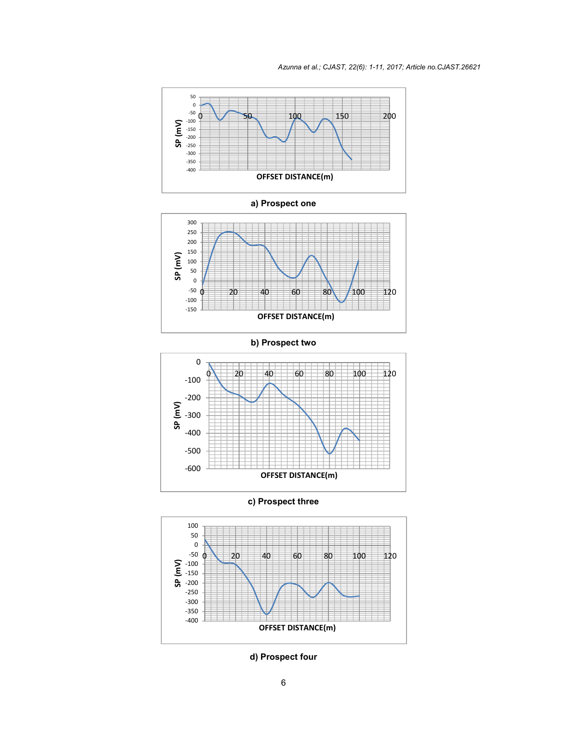a) Prospect one

b) Prospect two

c) Prospect three

d) Prospect four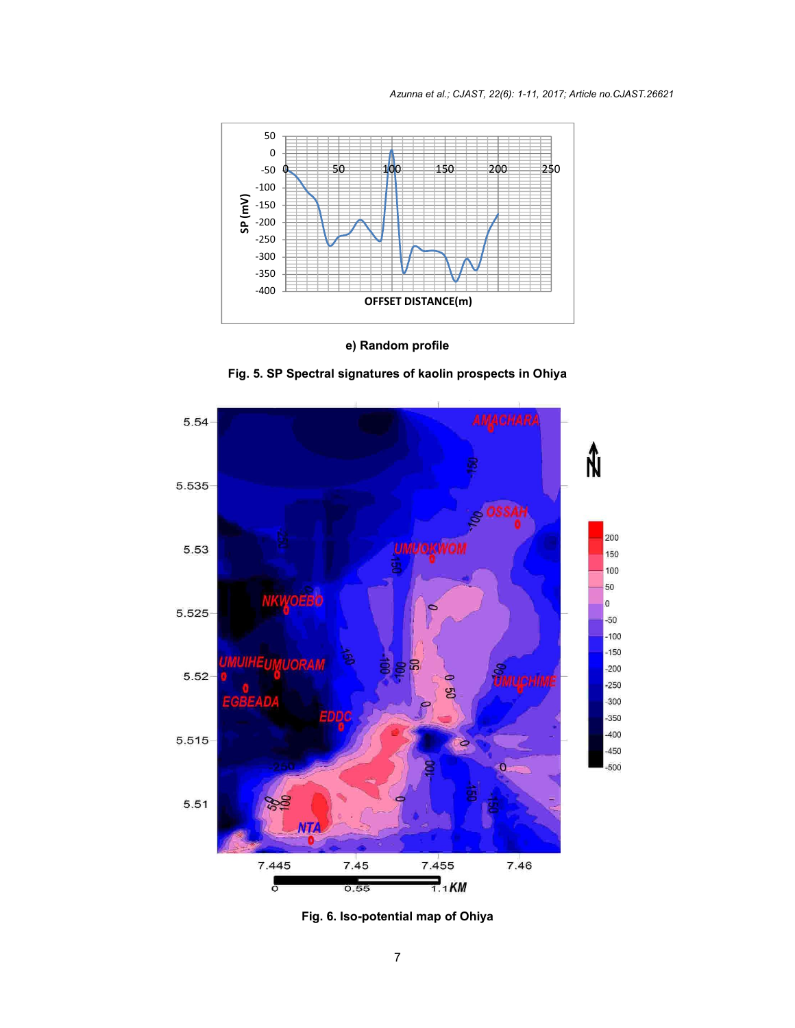e) Random profile

**Fig. 5. SP Spectral signatures of kaolin prospects in Ohiya**

**Fig. 6. Iso-potential map of Ohiya**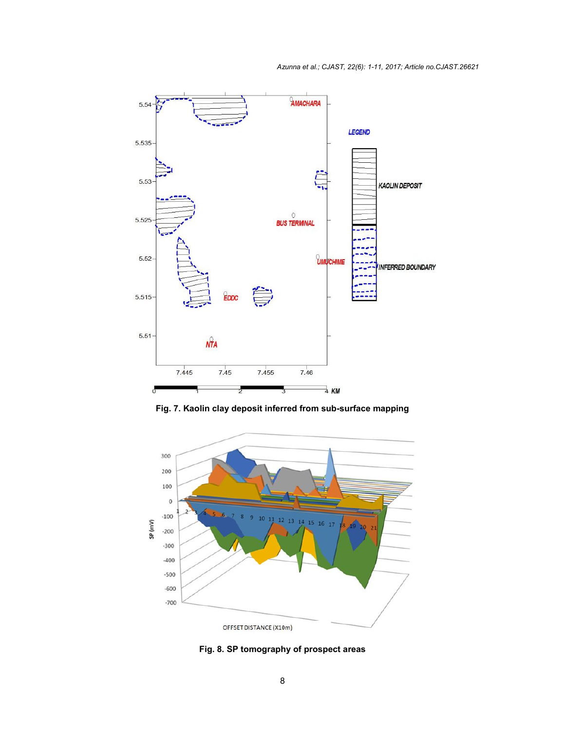**Fig. 7. Kaolin clay deposit inferred from sub-surface mapping**

**Fig. 8. SP tomography of prospect areas**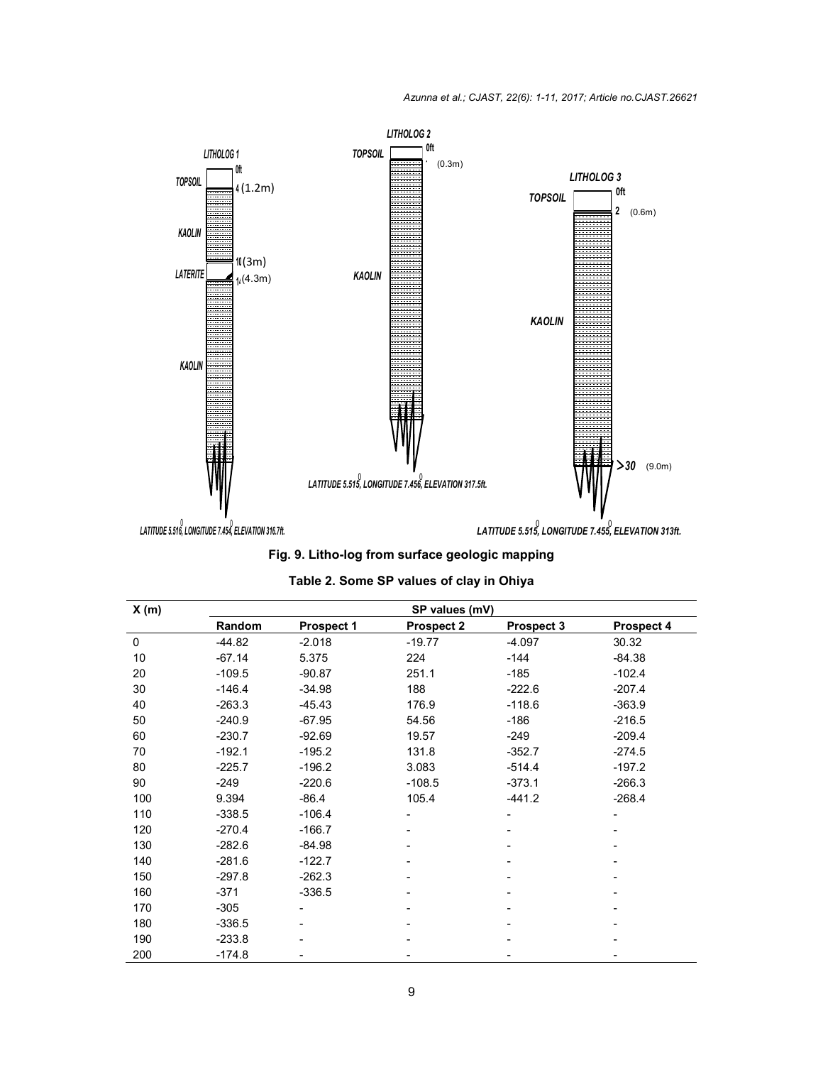Fig. 9. Litho-log from surface geologic mapping

**Table 2. Some SP values of clay in Ohiya**

| X (m) | SP values (mV) | | | | |
|---|---|---|---|---|---|
| | Random | Prospect 1 | Prospect 2 | Prospect 3 | Prospect 4 |
| 0 | -44.82 | -2.018 | -19.77 | -4.097 | 30.32 |
| 10 | -67.14 | 5.375 | 224 | -144 | -84.38 |
| 20 | -109.5 | -90.87 | 251.1 | -185 | -102.4 |
| 30 | -146.4 | -34.98 | 188 | -222.6 | -207.4 |
| 40 | -263.3 | -45.43 | 176.9 | -118.6 | -363.9 |
| 50 | -240.9 | -67.95 | 54.56 | -186 | -216.5 |
| 60 | -230.7 | -92.69 | 19.57 | -249 | -209.4 |
| 70 | -192.1 | -195.2 | 131.8 | -352.7 | -274.5 |
| 80 | -225.7 | -196.2 | 3.083 | -514.4 | -197.2 |
| 90 | -249 | -220.6 | -108.5 | -373.1 | -266.3 |
| 100 | 9.394 | -86.4 | 105.4 | -441.2 | -268.4 |
| 110 | -338.5 | -106.4 | - | - | - |
| 120 | -270.4 | -166.7 | - | - | - |
| 130 | -282.6 | -84.98 | - | - | - |
| 140 | -281.6 | -122.7 | - | - | - |
| 150 | -297.8 | -262.3 | - | - | - |
| 160 | -371 | -336.5 | - | - | - |
| 170 | -305 | - | - | - | - |
| 180 | -336.5 | - | - | - | - |
| 190 | -233.8 | - | - | - | - |
| 200 | -174.8 | - | - | - | - |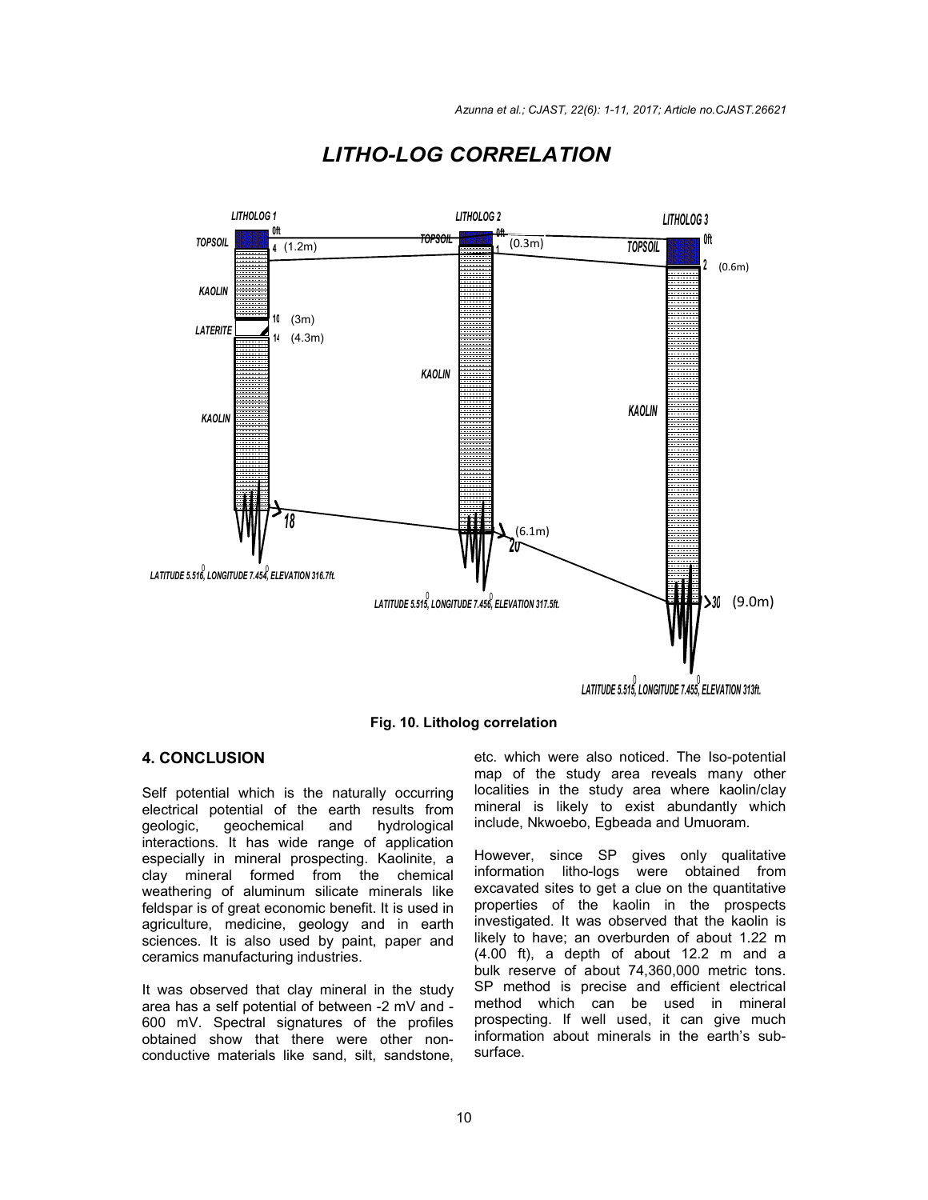## LITHO-LOG CORRELATION

Fig. 10. Litholog correlation

## 4. CONCLUSION

Self potential which is the naturally occurring electrical potential of the earth results from geologic, geochemical and hydrological interactions. It has wide range of application especially in mineral prospecting. Kaolinite, a clay mineral formed from the chemical weathering of aluminum silicate minerals like feldspar is of great economic benefit. It is used in agriculture, medicine, geology and in earth sciences. It is also used by paint, paper and ceramics manufacturing industries.

It was observed that clay mineral in the study area has a self potential of between -2 mV and -600 mV. Spectral signatures of the profiles obtained show that there were other non-conductive materials like sand, silt, sandstone, etc. which were also noticed. The Iso-potential map of the study area reveals many other localities in the study area where kaolin/clay mineral is likely to exist abundantly which include, Nkwoebo, Egbeada and Umuoram.

However, since SP gives only qualitative information litho-logs were obtained from excavated sites to get a clue on the quantitative properties of the kaolin in the prospects investigated. It was observed that the kaolin is likely to have; an overburden of about 1.22 m (4.00 ft), a depth of about 12.2 m and a bulk reserve of about 74,360,000 metric tons. SP method is precise and efficient electrical method which can be used in mineral prospecting. If well used, it can give much information about minerals in the earth's sub-surface.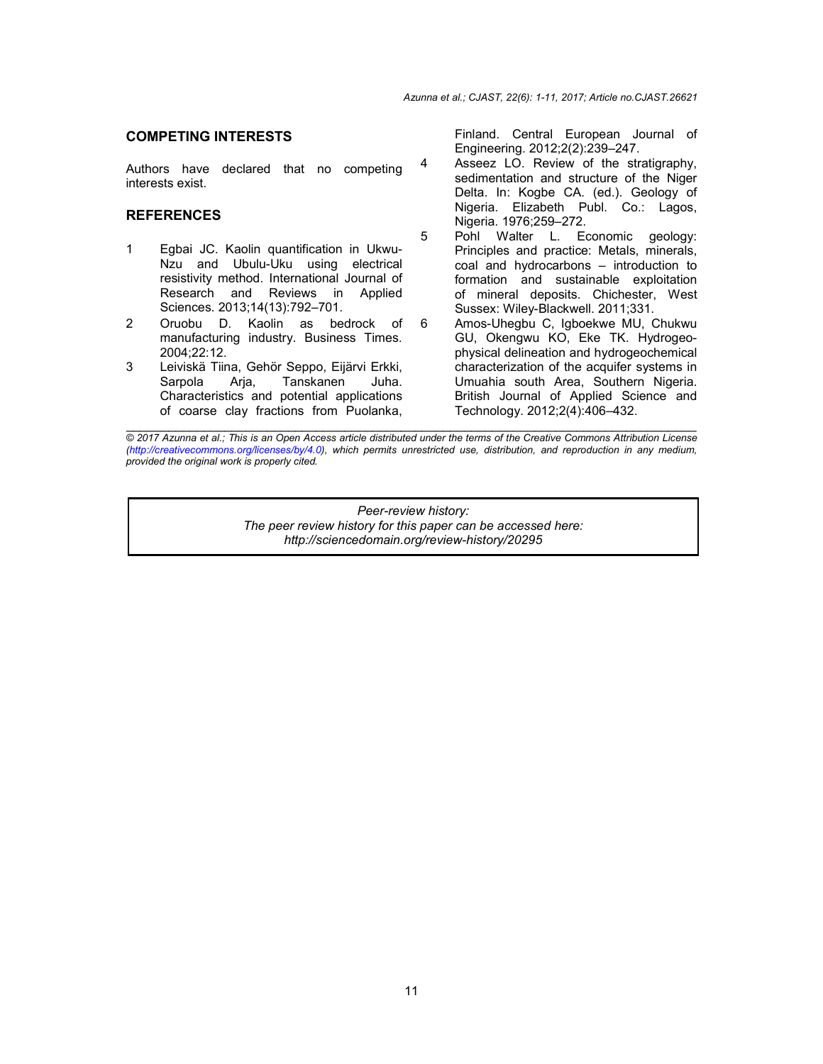## COMPETING INTERESTS

Authors have declared that no competing interests exist.

## REFERENCES

1. Egbai JC. Kaolin quantification in Ukwu-Nzu and Ubulu-Uku using electrical resistivity method. International Journal of Research and Reviews in Applied Sciences. 2013;14(13):792–701.
2. Oruobu D. Kaolin as bedrock of manufacturing industry. Business Times. 2004;22:12.
3. Leiviskä Tiina, Gehör Seppo, Eijärvi Erkki, Sarpola Arja, Tanskanen Juha. Characteristics and potential applications of coarse clay fractions from Puolanka, Finland. Central European Journal of Engineering. 2012;2(2):239–247.
4. Asseez LO. Review of the stratigraphy, sedimentation and structure of the Niger Delta. In: Kogbe CA. (ed.). Geology of Nigeria. Elizabeth Publ. Co.: Lagos, Nigeria. 1976;259–272.
5. Pohl Walter L. Economic geology: Principles and practice: Metals, minerals, coal and hydrocarbons – introduction to formation and sustainable exploitation of mineral deposits. Chichester, West Sussex: Wiley-Blackwell. 2011;331.
6. Amos-Uhegbu C, Igboekwe MU, Chukwu GU, Okengwu KO, Eke TK. Hydrogeophysical delineation and hydrogeochemical characterization of the acquifer systems in Umuahia south Area, Southern Nigeria. British Journal of Applied Science and Technology. 2012;2(4):406–432.

---

*© 2017 Azunna et al.; This is an Open Access article distributed under the terms of the Creative Commons Attribution License (http://creativecommons.org/licenses/by/4.0), which permits unrestricted use, distribution, and reproduction in any medium, provided the original work is properly cited.*

*Peer-review history:*
*The peer review history for this paper can be accessed here:*
*http://sciencedomain.org/review-history/20295*